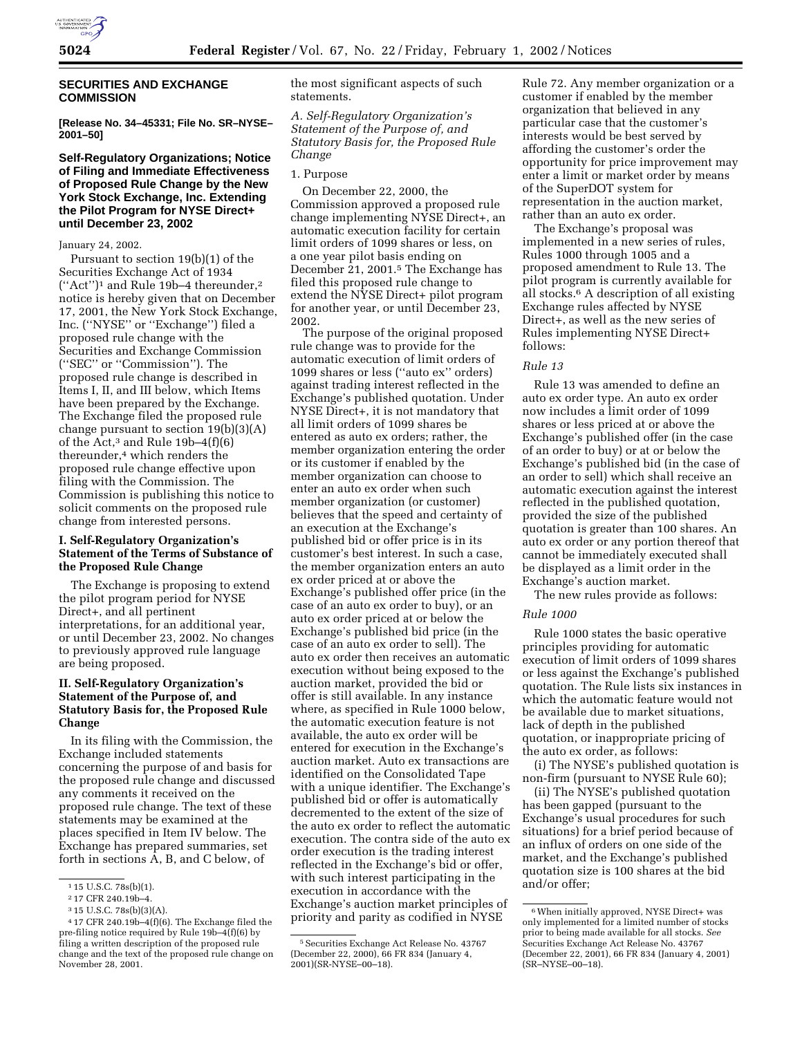## SECURITIES AND EXCHANGE COMMISSION

**[Release No. 34–45331; File No. SR–NYSE–2001–50]**

### Self-Regulatory Organizations; Notice of Filing and Immediate Effectiveness of Proposed Rule Change by the New York Stock Exchange, Inc. Extending the Pilot Program for NYSE Direct+ until December 23, 2002

January 24, 2002.

Pursuant to section 19(b)(1) of the Securities Exchange Act of 1934 (''Act'')[1] and Rule 19b–4 thereunder,[2] notice is hereby given that on December 17, 2001, the New York Stock Exchange, Inc. (''NYSE'' or ''Exchange'') filed a proposed rule change with the Securities and Exchange Commission (''SEC'' or ''Commission''). The proposed rule change is described in Items I, II, and III below, which Items have been prepared by the Exchange. The Exchange filed the proposed rule change pursuant to section 19(b)(3)(A) of the Act,[3] and Rule 19b–4(f)(6) thereunder,[4] which renders the proposed rule change effective upon filing with the Commission. The Commission is publishing this notice to solicit comments on the proposed rule change from interested persons.

### I. Self-Regulatory Organization's Statement of the Terms of Substance of the Proposed Rule Change

The Exchange is proposing to extend the pilot program period for NYSE Direct+, and all pertinent interpretations, for an additional year, or until December 23, 2002. No changes to previously approved rule language are being proposed.

### II. Self-Regulatory Organization's Statement of the Purpose of, and Statutory Basis for, the Proposed Rule Change

In its filing with the Commission, the Exchange included statements concerning the purpose of and basis for the proposed rule change and discussed any comments it received on the proposed rule change. The text of these statements may be examined at the places specified in Item IV below. The Exchange has prepared summaries, set forth in sections A, B, and C below, of the most significant aspects of such statements.

*A. Self-Regulatory Organization's Statement of the Purpose of, and Statutory Basis for, the Proposed Rule Change*

1. Purpose

On December 22, 2000, the Commission approved a proposed rule change implementing NYSE Direct+, an automatic execution facility for certain limit orders of 1099 shares or less, on a one year pilot basis ending on December 21, 2001.[5] The Exchange has filed this proposed rule change to extend the NYSE Direct+ pilot program for another year, or until December 23, 2002.

The purpose of the original proposed rule change was to provide for the automatic execution of limit orders of 1099 shares or less (''auto ex'' orders) against trading interest reflected in the Exchange's published quotation. Under NYSE Direct+, it is not mandatory that all limit orders of 1099 shares be entered as auto ex orders; rather, the member organization entering the order or its customer if enabled by the member organization can choose to enter an auto ex order when such member organization (or customer) believes that the speed and certainty of an execution at the Exchange's published bid or offer price is in its customer's best interest. In such a case, the member organization enters an auto ex order priced at or above the Exchange's published offer price (in the case of an auto ex order to buy), or an auto ex order priced at or below the Exchange's published bid price (in the case of an auto ex order to sell). The auto ex order then receives an automatic execution without being exposed to the auction market, provided the bid or offer is still available. In any instance where, as specified in Rule 1000 below, the automatic execution feature is not available, the auto ex order will be entered for execution in the Exchange's auction market. Auto ex transactions are identified on the Consolidated Tape with a unique identifier. The Exchange's published bid or offer is automatically decremented to the extent of the size of the auto ex order to reflect the automatic execution. The contra side of the auto ex order execution is the trading interest reflected in the Exchange's bid or offer, with such interest participating in the execution in accordance with the Exchange's auction market principles of priority and parity as codified in NYSE Rule 72. Any member organization or a customer if enabled by the member organization that believed in any particular case that the customer's interests would be best served by affording the customer's order the opportunity for price improvement may enter a limit or market order by means of the SuperDOT system for representation in the auction market, rather than an auto ex order.

The Exchange's proposal was implemented in a new series of rules, Rules 1000 through 1005 and a proposed amendment to Rule 13. The pilot program is currently available for all stocks.[6] A description of all existing Exchange rules affected by NYSE Direct+, as well as the new series of Rules implementing NYSE Direct+ follows:

*Rule 13*

Rule 13 was amended to define an auto ex order type. An auto ex order now includes a limit order of 1099 shares or less priced at or above the Exchange's published offer (in the case of an order to buy) or at or below the Exchange's published bid (in the case of an order to sell) which shall receive an automatic execution against the interest reflected in the published quotation, provided the size of the published quotation is greater than 100 shares. An auto ex order or any portion thereof that cannot be immediately executed shall be displayed as a limit order in the Exchange's auction market.

The new rules provide as follows:

*Rule 1000*

Rule 1000 states the basic operative principles providing for automatic execution of limit orders of 1099 shares or less against the Exchange's published quotation. The Rule lists six instances in which the automatic feature would not be available due to market situations, lack of depth in the published quotation, or inappropriate pricing of the auto ex order, as follows:

(i) The NYSE's published quotation is non-firm (pursuant to NYSE Rule 60);

(ii) The NYSE's published quotation has been gapped (pursuant to the Exchange's usual procedures for such situations) for a brief period because of an influx of orders on one side of the market, and the Exchange's published quotation size is 100 shares at the bid and/or offer;

---

[1] 15 U.S.C. 78s(b)(1).

[2] 17 CFR 240.19b–4.

[3] 15 U.S.C. 78s(b)(3)(A).

[4] 17 CFR 240.19b–4(f)(6). The Exchange filed the pre-filing notice required by Rule 19b–4(f)(6) by filing a written description of the proposed rule change and the text of the proposed rule change on November 28, 2001.

[5] Securities Exchange Act Release No. 43767 (December 22, 2000), 66 FR 834 (January 4, 2001)(SR-NYSE–00–18).

[6] When initially approved, NYSE Direct+ was only implemented for a limited number of stocks prior to being made available for all stocks. *See* Securities Exchange Act Release No. 43767 (December 22, 2001), 66 FR 834 (January 4, 2001) (SR–NYSE–00–18).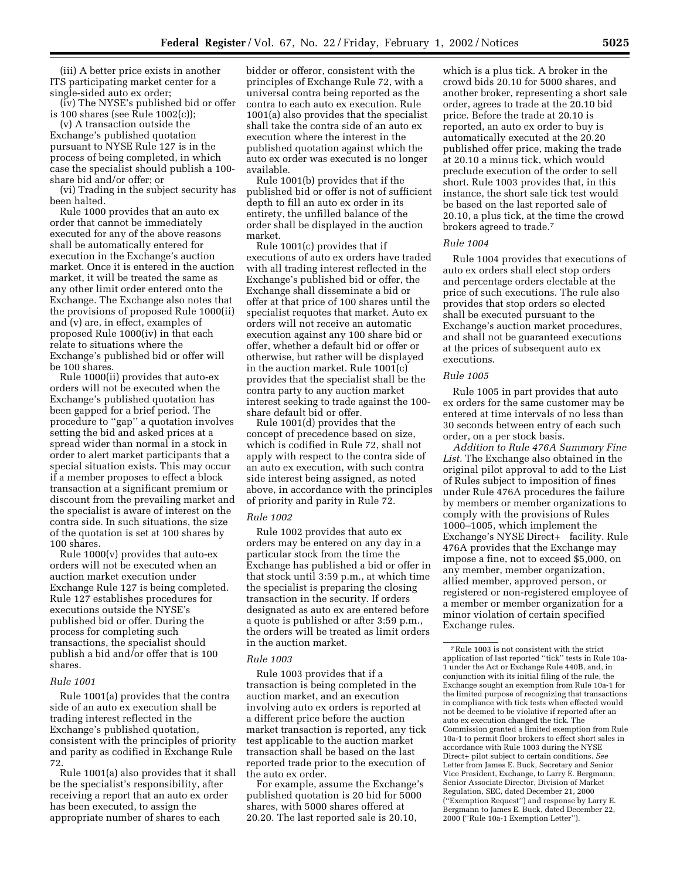(iii) A better price exists in another ITS participating market center for a single-sided auto ex order;

(iv) The NYSE's published bid or offer is 100 shares (see Rule 1002(c));

(v) A transaction outside the Exchange's published quotation pursuant to NYSE Rule 127 is in the process of being completed, in which case the specialist should publish a 100-share bid and/or offer; or

(vi) Trading in the subject security has been halted.

Rule 1000 provides that an auto ex order that cannot be immediately executed for any of the above reasons shall be automatically entered for execution in the Exchange's auction market. Once it is entered in the auction market, it will be treated the same as any other limit order entered onto the Exchange. The Exchange also notes that the provisions of proposed Rule 1000(ii) and (v) are, in effect, examples of proposed Rule 1000(iv) in that each relate to situations where the Exchange's published bid or offer will be 100 shares.

Rule 1000(ii) provides that auto-ex orders will not be executed when the Exchange's published quotation has been gapped for a brief period. The procedure to "gap" a quotation involves setting the bid and asked prices at a spread wider than normal in a stock in order to alert market participants that a special situation exists. This may occur if a member proposes to effect a block transaction at a significant premium or discount from the prevailing market and the specialist is aware of interest on the contra side. In such situations, the size of the quotation is set at 100 shares by 100 shares.

Rule 1000(v) provides that auto-ex orders will not be executed when an auction market execution under Exchange Rule 127 is being completed. Rule 127 establishes procedures for executions outside the NYSE's published bid or offer. During the process for completing such transactions, the specialist should publish a bid and/or offer that is 100 shares.

*Rule 1001*

Rule 1001(a) provides that the contra side of an auto ex execution shall be trading interest reflected in the Exchange's published quotation, consistent with the principles of priority and parity as codified in Exchange Rule 72.

Rule 1001(a) also provides that it shall be the specialist's responsibility, after receiving a report that an auto ex order has been executed, to assign the appropriate number of shares to each bidder or offeror, consistent with the principles of Exchange Rule 72, with a universal contra being reported as the contra to each auto ex execution. Rule 1001(a) also provides that the specialist shall take the contra side of an auto ex execution where the interest in the published quotation against which the auto ex order was executed is no longer available.

Rule 1001(b) provides that if the published bid or offer is not of sufficient depth to fill an auto ex order in its entirety, the unfilled balance of the order shall be displayed in the auction market.

Rule 1001(c) provides that if executions of auto ex orders have traded with all trading interest reflected in the Exchange's published bid or offer, the Exchange shall disseminate a bid or offer at that price of 100 shares until the specialist requotes that market. Auto ex orders will not receive an automatic execution against any 100 share bid or offer, whether a default bid or offer or otherwise, but rather will be displayed in the auction market. Rule 1001(c) provides that the specialist shall be the contra party to any auction market interest seeking to trade against the 100-share default bid or offer.

Rule 1001(d) provides that the concept of precedence based on size, which is codified in Rule 72, shall not apply with respect to the contra side of an auto ex execution, with such contra side interest being assigned, as noted above, in accordance with the principles of priority and parity in Rule 72.

*Rule 1002*

Rule 1002 provides that auto ex orders may be entered on any day in a particular stock from the time the Exchange has published a bid or offer in that stock until 3:59 p.m., at which time the specialist is preparing the closing transaction in the security. If orders designated as auto ex are entered before a quote is published or after 3:59 p.m., the orders will be treated as limit orders in the auction market.

*Rule 1003*

Rule 1003 provides that if a transaction is being completed in the auction market, and an execution involving auto ex orders is reported at a different price before the auction market transaction is reported, any tick test applicable to the auction market transaction shall be based on the last reported trade prior to the execution of the auto ex order.

For example, assume the Exchange's published quotation is 20 bid for 5000 shares, with 5000 shares offered at 20.20. The last reported sale is 20.10, which is a plus tick. A broker in the crowd bids 20.10 for 5000 shares, and another broker, representing a short sale order, agrees to trade at the 20.10 bid price. Before the trade at 20.10 is reported, an auto ex order to buy is automatically executed at the 20.20 published offer price, making the trade at 20.10 a minus tick, which would preclude execution of the order to sell short. Rule 1003 provides that, in this instance, the short sale tick test would be based on the last reported sale of 20.10, a plus tick, at the time the crowd brokers agreed to trade.[7]

*Rule 1004*

Rule 1004 provides that executions of auto ex orders shall elect stop orders and percentage orders electable at the price of such executions. The rule also provides that stop orders so elected shall be executed pursuant to the Exchange's auction market procedures, and shall not be guaranteed executions at the prices of subsequent auto ex executions.

*Rule 1005*

Rule 1005 in part provides that auto ex orders for the same customer may be entered at time intervals of no less than 30 seconds between entry of each such order, on a per stock basis.

*Addition to Rule 476A Summary Fine List.* The Exchange also obtained in the original pilot approval to add to the List of Rules subject to imposition of fines under Rule 476A procedures the failure by members or member organizations to comply with the provisions of Rules 1000–1005, which implement the Exchange's NYSE Direct+ facility. Rule 476A provides that the Exchange may impose a fine, not to exceed $5,000, on any member, member organization, allied member, approved person, or registered or non-registered employee of a member or member organization for a minor violation of certain specified Exchange rules.

---

[7] Rule 1003 is not consistent with the strict application of last reported "tick" tests in Rule 10a-1 under the Act or Exchange Rule 440B, and, in conjunction with its initial filing of the rule, the Exchange sought an exemption from Rule 10a-1 for the limited purpose of recognizing that transactions in compliance with tick tests when effected would not be deemed to be violative if reported after an auto ex execution changed the tick. The Commission granted a limited exemption from Rule 10a-1 to permit floor brokers to effect short sales in accordance with Rule 1003 during the NYSE Direct+ pilot subject to certain conditions. *See* Letter from James E. Buck, Secretary and Senior Vice President, Exchange, to Larry E. Bergmann, Senior Associate Director, Division of Market Regulation, SEC, dated December 21, 2000 ("Exemption Request") and response by Larry E. Bergmann to James E. Buck, dated December 22, 2000 ("Rule 10a-1 Exemption Letter").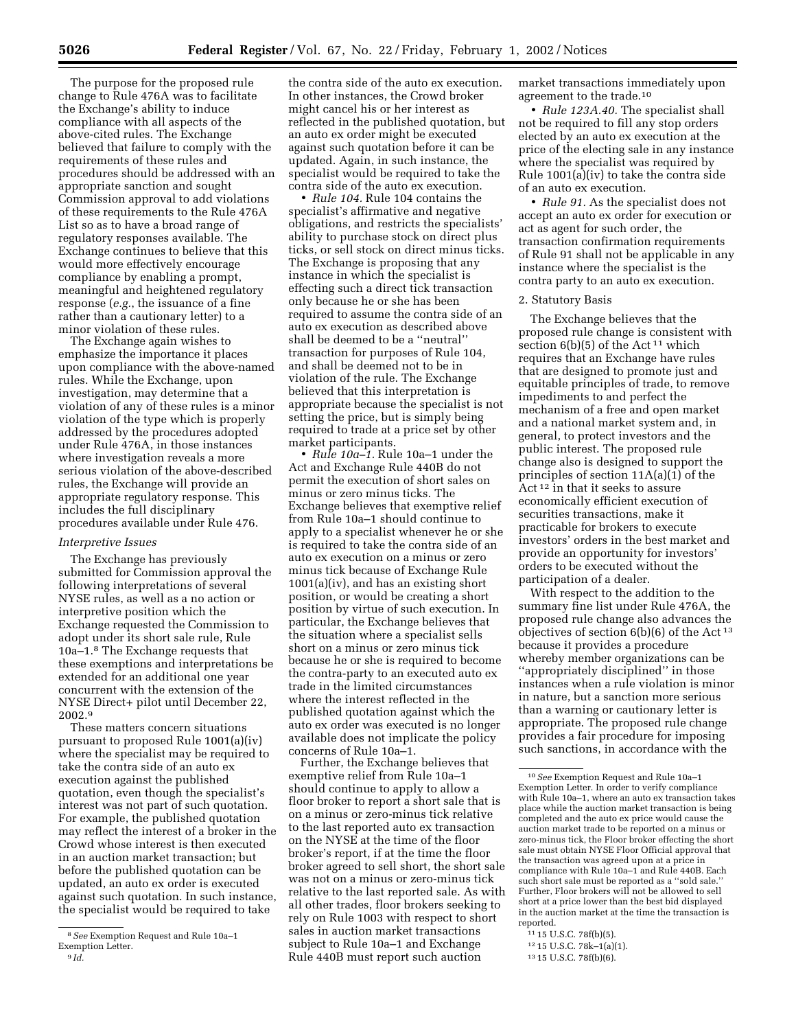The purpose for the proposed rule change to Rule 476A was to facilitate the Exchange's ability to induce compliance with all aspects of the above-cited rules. The Exchange believed that failure to comply with the requirements of these rules and procedures should be addressed with an appropriate sanction and sought Commission approval to add violations of these requirements to the Rule 476A List so as to have a broad range of regulatory responses available. The Exchange continues to believe that this would more effectively encourage compliance by enabling a prompt, meaningful and heightened regulatory response (*e.g.*, the issuance of a fine rather than a cautionary letter) to a minor violation of these rules.

The Exchange again wishes to emphasize the importance it places upon compliance with the above-named rules. While the Exchange, upon investigation, may determine that a violation of any of these rules is a minor violation of the type which is properly addressed by the procedures adopted under Rule 476A, in those instances where investigation reveals a more serious violation of the above-described rules, the Exchange will provide an appropriate regulatory response. This includes the full disciplinary procedures available under Rule 476.

*Interpretive Issues*

The Exchange has previously submitted for Commission approval the following interpretations of several NYSE rules, as well as a no action or interpretive position which the Exchange requested the Commission to adopt under its short sale rule, Rule 10a–1.[8] The Exchange requests that these exemptions and interpretations be extended for an additional one year concurrent with the extension of the NYSE Direct+ pilot until December 22, 2002.[9]

These matters concern situations pursuant to proposed Rule 1001(a)(iv) where the specialist may be required to take the contra side of an auto ex execution against the published quotation, even though the specialist's interest was not part of such quotation. For example, the published quotation may reflect the interest of a broker in the Crowd whose interest is then executed in an auction market transaction; but before the published quotation can be updated, an auto ex order is executed against such quotation. In such instance, the specialist would be required to take the contra side of the auto ex execution. In other instances, the Crowd broker might cancel his or her interest as reflected in the published quotation, but an auto ex order might be executed against such quotation before it can be updated. Again, in such instance, the specialist would be required to take the contra side of the auto ex execution.

• *Rule 104.* Rule 104 contains the specialist's affirmative and negative obligations, and restricts the specialists' ability to purchase stock on direct plus ticks, or sell stock on direct minus ticks. The Exchange is proposing that any instance in which the specialist is effecting such a direct tick transaction only because he or she has been required to assume the contra side of an auto ex execution as described above shall be deemed to be a "neutral" transaction for purposes of Rule 104, and shall be deemed not to be in violation of the rule. The Exchange believed that this interpretation is appropriate because the specialist is not setting the price, but is simply being required to trade at a price set by other market participants.

• *Rule 10a–1.* Rule 10a–1 under the Act and Exchange Rule 440B do not permit the execution of short sales on minus or zero minus ticks. The Exchange believes that exemptive relief from Rule 10a–1 should continue to apply to a specialist whenever he or she is required to take the contra side of an auto ex execution on a minus or zero minus tick because of Exchange Rule 1001(a)(iv), and has an existing short position, or would be creating a short position by virtue of such execution. In particular, the Exchange believes that the situation where a specialist sells short on a minus or zero minus tick because he or she is required to become the contra-party to an executed auto ex trade in the limited circumstances where the interest reflected in the published quotation against which the auto ex order was executed is no longer available does not implicate the policy concerns of Rule 10a–1.

Further, the Exchange believes that exemptive relief from Rule 10a–1 should continue to apply to allow a floor broker to report a short sale that is on a minus or zero-minus tick relative to the last reported auto ex transaction on the NYSE at the time of the floor broker's report, if at the time the floor broker agreed to sell short, the short sale was not on a minus or zero-minus tick relative to the last reported sale. As with all other trades, floor brokers seeking to rely on Rule 1003 with respect to short sales in auction market transactions subject to Rule 10a–1 and Exchange Rule 440B must report such auction market transactions immediately upon agreement to the trade.[10]

• *Rule 123A.40.* The specialist shall not be required to fill any stop orders elected by an auto ex execution at the price of the electing sale in any instance where the specialist was required by Rule 1001(a)(iv) to take the contra side of an auto ex execution.

• *Rule 91.* As the specialist does not accept an auto ex order for execution or act as agent for such order, the transaction confirmation requirements of Rule 91 shall not be applicable in any instance where the specialist is the contra party to an auto ex execution.

2. Statutory Basis

The Exchange believes that the proposed rule change is consistent with section 6(b)(5) of the Act[11] which requires that an Exchange have rules that are designed to promote just and equitable principles of trade, to remove impediments to and perfect the mechanism of a free and open market and a national market system and, in general, to protect investors and the public interest. The proposed rule change also is designed to support the principles of section 11A(a)(1) of the Act[12] in that it seeks to assure economically efficient execution of securities transactions, make it practicable for brokers to execute investors' orders in the best market and provide an opportunity for investors' orders to be executed without the participation of a dealer.

With respect to the addition to the summary fine list under Rule 476A, the proposed rule change also advances the objectives of section 6(b)(6) of the Act[13] because it provides a procedure whereby member organizations can be "appropriately disciplined" in those instances when a rule violation is minor in nature, but a sanction more serious than a warning or cautionary letter is appropriate. The proposed rule change provides a fair procedure for imposing such sanctions, in accordance with the

[8] *See* Exemption Request and Rule 10a–1 Exemption Letter.

[9] *Id.*

[10] *See* Exemption Request and Rule 10a–1 Exemption Letter. In order to verify compliance with Rule 10a–1, where an auto ex transaction takes place while the auction market transaction is being completed and the auto ex price would cause the auction market trade to be reported on a minus or zero-minus tick, the Floor broker effecting the short sale must obtain NYSE Floor Official approval that the transaction was agreed upon at a price in compliance with Rule 10a–1 and Rule 440B. Each such short sale must be reported as a "sold sale." Further, Floor brokers will not be allowed to sell short at a price lower than the best bid displayed in the auction market at the time the transaction is reported.

[11] 15 U.S.C. 78f(b)(5).

[12] 15 U.S.C. 78k–1(a)(1).

[13] 15 U.S.C. 78f(b)(6).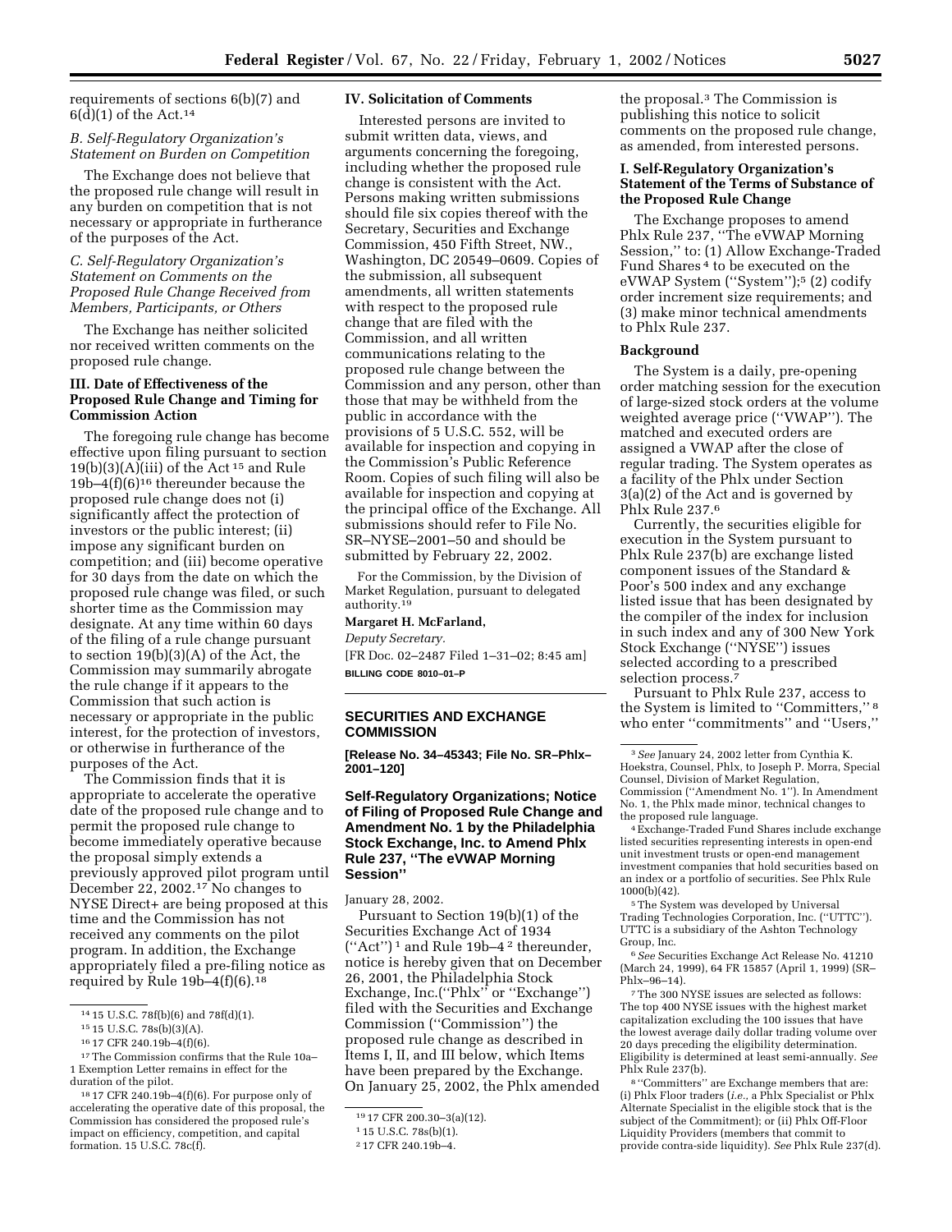requirements of sections 6(b)(7) and 6(d)(1) of the Act.[14]

*B. Self-Regulatory Organization's Statement on Burden on Competition*

The Exchange does not believe that the proposed rule change will result in any burden on competition that is not necessary or appropriate in furtherance of the purposes of the Act.

*C. Self-Regulatory Organization's Statement on Comments on the Proposed Rule Change Received from Members, Participants, or Others*

The Exchange has neither solicited nor received written comments on the proposed rule change.

**III. Date of Effectiveness of the Proposed Rule Change and Timing for Commission Action**

The foregoing rule change has become effective upon filing pursuant to section 19(b)(3)(A)(iii) of the Act [15] and Rule 19b–4(f)(6)[16] thereunder because the proposed rule change does not (i) significantly affect the protection of investors or the public interest; (ii) impose any significant burden on competition; and (iii) become operative for 30 days from the date on which the proposed rule change was filed, or such shorter time as the Commission may designate. At any time within 60 days of the filing of a rule change pursuant to section 19(b)(3)(A) of the Act, the Commission may summarily abrogate the rule change if it appears to the Commission that such action is necessary or appropriate in the public interest, for the protection of investors, or otherwise in furtherance of the purposes of the Act.

The Commission finds that it is appropriate to accelerate the operative date of the proposed rule change and to permit the proposed rule change to become immediately operative because the proposal simply extends a previously approved pilot program until December 22, 2002.[17] No changes to NYSE Direct+ are being proposed at this time and the Commission has not received any comments on the pilot program. In addition, the Exchange appropriately filed a pre-filing notice as required by Rule 19b–4(f)(6).[18]

[14] 15 U.S.C. 78f(b)(6) and 78f(d)(1).

[15] 15 U.S.C. 78s(b)(3)(A).

[16] 17 CFR 240.19b–4(f)(6).

[17] The Commission confirms that the Rule 10a–1 Exemption Letter remains in effect for the duration of the pilot.

[18] 17 CFR 240.19b–4(f)(6). For purpose only of accelerating the operative date of this proposal, the Commission has considered the proposed rule's impact on efficiency, competition, and capital formation. 15 U.S.C. 78c(f).

**IV. Solicitation of Comments**

Interested persons are invited to submit written data, views, and arguments concerning the foregoing, including whether the proposed rule change is consistent with the Act. Persons making written submissions should file six copies thereof with the Secretary, Securities and Exchange Commission, 450 Fifth Street, NW., Washington, DC 20549–0609. Copies of the submission, all subsequent amendments, all written statements with respect to the proposed rule change that are filed with the Commission, and all written communications relating to the proposed rule change between the Commission and any person, other than those that may be withheld from the public in accordance with the provisions of 5 U.S.C. 552, will be available for inspection and copying in the Commission's Public Reference Room. Copies of such filing will also be available for inspection and copying at the principal office of the Exchange. All submissions should refer to File No. SR–NYSE–2001–50 and should be submitted by February 22, 2002.

For the Commission, by the Division of Market Regulation, pursuant to delegated authority.[19]

**Margaret H. McFarland,**

*Deputy Secretary.*

[FR Doc. 02–2487 Filed 1–31–02; 8:45 am]

**BILLING CODE 8010–01–P**

[19] 17 CFR 200.30–3(a)(12).

## SECURITIES AND EXCHANGE COMMISSION

**[Release No. 34–45343; File No. SR–Phlx–2001–120]**

## Self-Regulatory Organizations; Notice of Filing of Proposed Rule Change and Amendment No. 1 by the Philadelphia Stock Exchange, Inc. to Amend Phlx Rule 237, ''The eVWAP Morning Session''

January 28, 2002.

Pursuant to Section 19(b)(1) of the Securities Exchange Act of 1934 (''Act'') [1] and Rule 19b–4 [2] thereunder, notice is hereby given that on December 26, 2001, the Philadelphia Stock Exchange, Inc.(''Phlx'' or ''Exchange'') filed with the Securities and Exchange Commission (''Commission'') the proposed rule change as described in Items I, II, and III below, which Items have been prepared by the Exchange. On January 25, 2002, the Phlx amended the proposal.[3] The Commission is publishing this notice to solicit comments on the proposed rule change, as amended, from interested persons.

[1] 15 U.S.C. 78s(b)(1).

[2] 17 CFR 240.19b–4.

**I. Self-Regulatory Organization's Statement of the Terms of Substance of the Proposed Rule Change**

The Exchange proposes to amend Phlx Rule 237, ''The eVWAP Morning Session,'' to: (1) Allow Exchange-Traded Fund Shares [4] to be executed on the eVWAP System (''System'');[5] (2) codify order increment size requirements; and (3) make minor technical amendments to Phlx Rule 237.

**Background**

The System is a daily, pre-opening order matching session for the execution of large-sized stock orders at the volume weighted average price (''VWAP''). The matched and executed orders are assigned a VWAP after the close of regular trading. The System operates as a facility of the Phlx under Section 3(a)(2) of the Act and is governed by Phlx Rule 237.[6]

Currently, the securities eligible for execution in the System pursuant to Phlx Rule 237(b) are exchange listed component issues of the Standard & Poor's 500 index and any exchange listed issue that has been designated by the compiler of the index for inclusion in such index and any of 300 New York Stock Exchange (''NYSE'') issues selected according to a prescribed selection process.[7]

Pursuant to Phlx Rule 237, access to the System is limited to ''Committers,'' [8] who enter ''commitments'' and ''Users,''

[3] *See* January 24, 2002 letter from Cynthia K. Hoekstra, Counsel, Phlx, to Joseph P. Morra, Special Counsel, Division of Market Regulation, Commission (''Amendment No. 1''). In Amendment No. 1, the Phlx made minor, technical changes to the proposed rule language.

[4] Exchange-Traded Fund Shares include exchange listed securities representing interests in open-end unit investment trusts or open-end management investment companies that hold securities based on an index or a portfolio of securities. See Phlx Rule 1000(b)(42).

[5] The System was developed by Universal Trading Technologies Corporation, Inc. (''UTTC''). UTTC is a subsidiary of the Ashton Technology Group, Inc.

[6] *See* Securities Exchange Act Release No. 41210 (March 24, 1999), 64 FR 15857 (April 1, 1999) (SR–Phlx–96–14).

[7] The 300 NYSE issues are selected as follows: The top 400 NYSE issues with the highest market capitalization excluding the 100 issues that have the lowest average daily dollar trading volume over 20 days preceding the eligibility determination. Eligibility is determined at least semi-annually. *See* Phlx Rule 237(b).

[8] ''Committers'' are Exchange members that are: (i) Phlx Floor traders (*i.e.*, a Phlx Specialist or Phlx Alternate Specialist in the eligible stock that is the subject of the Commitment); or (ii) Phlx Off-Floor Liquidity Providers (members that commit to provide contra-side liquidity). *See* Phlx Rule 237(d).